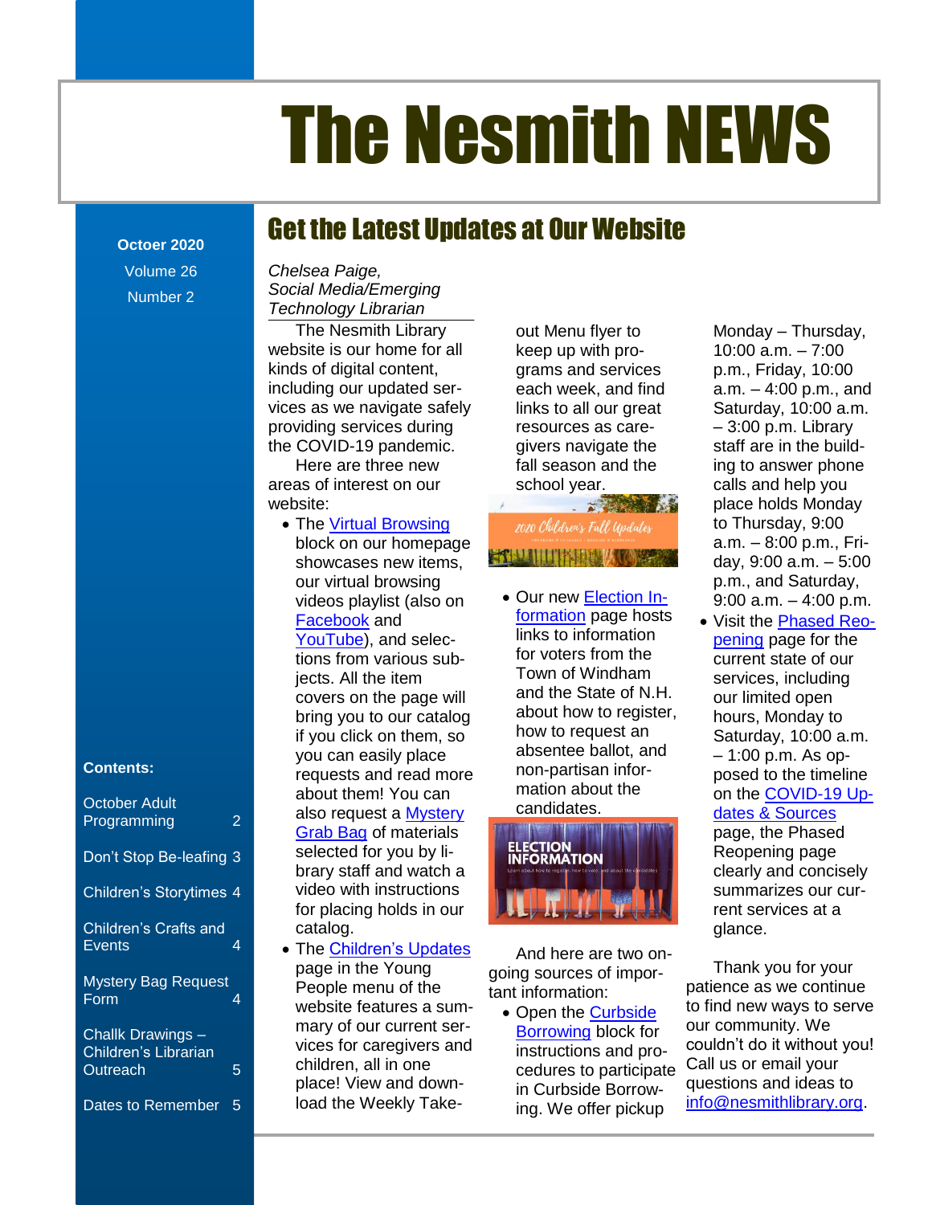# The Nesmith NEWS

**Octoer 2020**
Volume 26
Number 2

**Contents:**

- October Adult Programming 2
- Don't Stop Be-leafing 3
- Children's Storytimes 4
- Children's Crafts and Events 4
- Mystery Bag Request Form 4
- Challk Drawings – Children's Librarian Outreach 5
- Dates to Remember 5

## Get the Latest Updates at Our Website

*Chelsea Paige,*
*Social Media/Emerging Technology Librarian*

The Nesmith Library website is our home for all kinds of digital content, including our updated services as we navigate safely providing services during the COVID-19 pandemic.

Here are three new areas of interest on our website:

- The Virtual Browsing block on our homepage showcases new items, our virtual browsing videos playlist (also on Facebook and YouTube), and selections from various subjects. All the item covers on the page will bring you to our catalog if you click on them, so you can easily place requests and read more about them! You can also request a Mystery Grab Bag of materials selected for you by library staff and watch a video with instructions for placing holds in our catalog.
- The Children's Updates page in the Young People menu of the website features a summary of our current services for caregivers and children, all in one place! View and download the Weekly Take-out Menu flyer to keep up with programs and services each week, and find links to all our great resources as caregivers navigate the fall season and the school year.
- Our new Election Information page hosts links to information for voters from the Town of Windham and the State of N.H. about how to register, how to request an absentee ballot, and non-partisan information about the candidates.

And here are two ongoing sources of important information:

- Open the Curbside Borrowing block for instructions and procedures to participate in Curbside Borrowing. We offer pickup Monday – Thursday, 10:00 a.m. – 7:00 p.m., Friday, 10:00 a.m. – 4:00 p.m., and Saturday, 10:00 a.m. – 3:00 p.m. Library staff are in the building to answer phone calls and help you place holds Monday to Thursday, 9:00 a.m. – 8:00 p.m., Friday, 9:00 a.m. – 5:00 p.m., and Saturday, 9:00 a.m. – 4:00 p.m.
- Visit the Phased Reopening page for the current state of our services, including our limited open hours, Monday to Saturday, 10:00 a.m. – 1:00 p.m. As opposed to the timeline on the COVID-19 Updates & Sources page, the Phased Reopening page clearly and concisely summarizes our current services at a glance.

Thank you for your patience as we continue to find new ways to serve our community. We couldn't do it without you! Call us or email your questions and ideas to info@nesmithlibrary.org.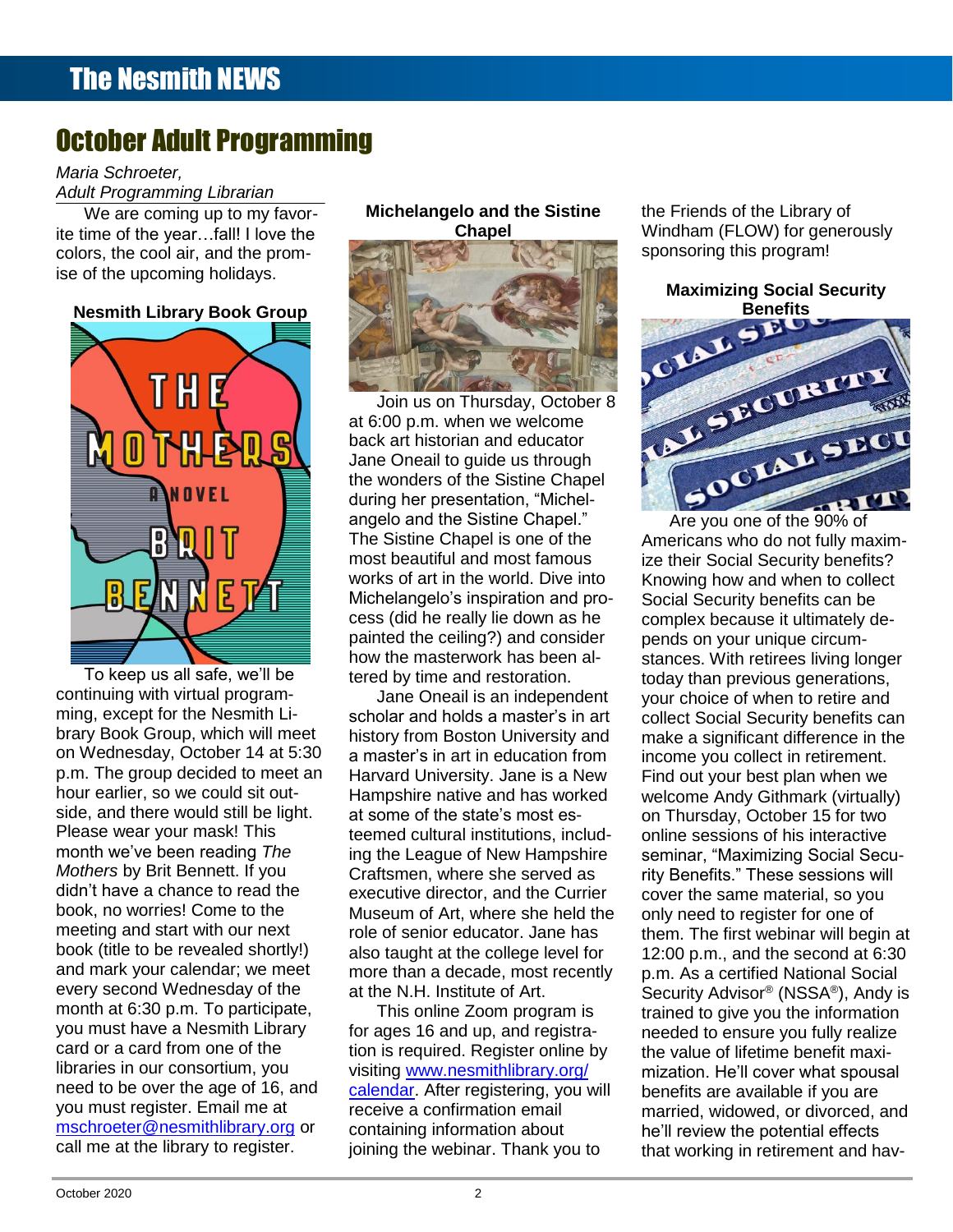# October Adult Programming

*Maria Schroeter,*
*Adult Programming Librarian*

We are coming up to my favorite time of the year…fall! I love the colors, the cool air, and the promise of the upcoming holidays.

### Nesmith Library Book Group

To keep us all safe, we'll be continuing with virtual programming, except for the Nesmith Library Book Group, which will meet on Wednesday, October 14 at 5:30 p.m. The group decided to meet an hour earlier, so we could sit outside, and there would still be light. Please wear your mask! This month we've been reading *The Mothers* by Brit Bennett. If you didn't have a chance to read the book, no worries! Come to the meeting and start with our next book (title to be revealed shortly!) and mark your calendar; we meet every second Wednesday of the month at 6:30 p.m. To participate, you must have a Nesmith Library card or a card from one of the libraries in our consortium, you need to be over the age of 16, and you must register. Email me at mschroeter@nesmithlibrary.org or call me at the library to register.

### Michelangelo and the Sistine Chapel

Join us on Thursday, October 8 at 6:00 p.m. when we welcome back art historian and educator Jane Oneail to guide us through the wonders of the Sistine Chapel during her presentation, "Michelangelo and the Sistine Chapel." The Sistine Chapel is one of the most beautiful and most famous works of art in the world. Dive into Michelangelo's inspiration and process (did he really lie down as he painted the ceiling?) and consider how the masterwork has been altered by time and restoration.

Jane Oneail is an independent scholar and holds a master's in art history from Boston University and a master's in art in education from Harvard University. Jane is a New Hampshire native and has worked at some of the state's most esteemed cultural institutions, including the League of New Hampshire Craftsmen, where she served as executive director, and the Currier Museum of Art, where she held the role of senior educator. Jane has also taught at the college level for more than a decade, most recently at the N.H. Institute of Art.

This online Zoom program is for ages 16 and up, and registration is required. Register online by visiting www.nesmithlibrary.org/calendar. After registering, you will receive a confirmation email containing information about joining the webinar. Thank you to the Friends of the Library of Windham (FLOW) for generously sponsoring this program!

### Maximizing Social Security Benefits

Are you one of the 90% of Americans who do not fully maximize their Social Security benefits? Knowing how and when to collect Social Security benefits can be complex because it ultimately depends on your unique circumstances. With retirees living longer today than previous generations, your choice of when to retire and collect Social Security benefits can make a significant difference in the income you collect in retirement. Find out your best plan when we welcome Andy Githmark (virtually) on Thursday, October 15 for two online sessions of his interactive seminar, "Maximizing Social Security Benefits." These sessions will cover the same material, so you only need to register for one of them. The first webinar will begin at 12:00 p.m., and the second at 6:30 p.m. As a certified National Social Security Advisor® (NSSA®), Andy is trained to give you the information needed to ensure you fully realize the value of lifetime benefit maximization. He'll cover what spousal benefits are available if you are married, widowed, or divorced, and he'll review the potential effects that working in retirement and hav-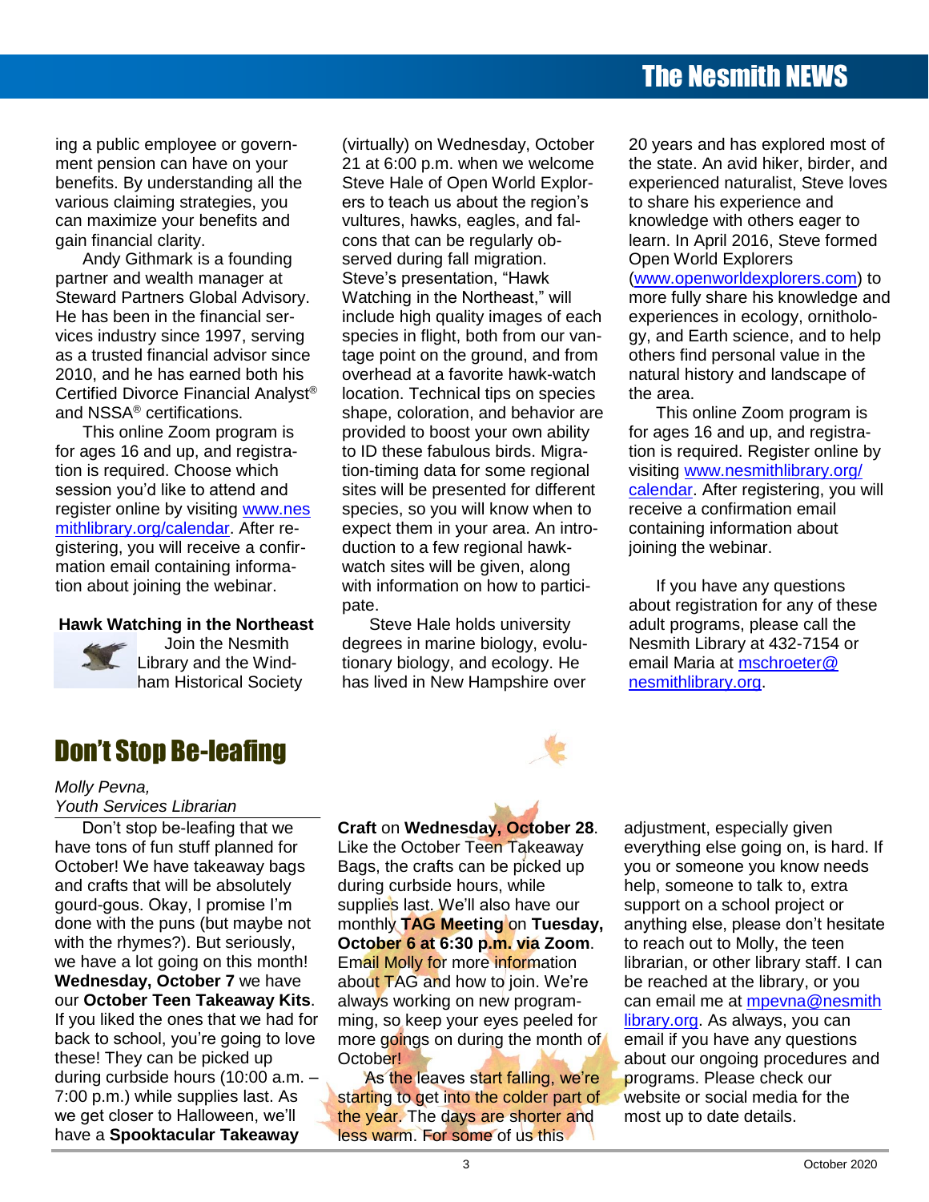ing a public employee or government pension can have on your benefits. By understanding all the various claiming strategies, you can maximize your benefits and gain financial clarity.

Andy Githmark is a founding partner and wealth manager at Steward Partners Global Advisory. He has been in the financial services industry since 1997, serving as a trusted financial advisor since 2010, and he has earned both his Certified Divorce Financial Analyst® and NSSA® certifications.

This online Zoom program is for ages 16 and up, and registration is required. Choose which session you'd like to attend and register online by visiting www.nesmithlibrary.org/calendar. After registering, you will receive a confirmation email containing information about joining the webinar.

### Hawk Watching in the Northeast

Join the Nesmith Library and the Windham Historical Society (virtually) on Wednesday, October 21 at 6:00 p.m. when we welcome Steve Hale of Open World Explorers to teach us about the region's vultures, hawks, eagles, and falcons that can be regularly observed during fall migration. Steve's presentation, "Hawk Watching in the Northeast," will include high quality images of each species in flight, both from our vantage point on the ground, and from overhead at a favorite hawk-watch location. Technical tips on species shape, coloration, and behavior are provided to boost your own ability to ID these fabulous birds. Migration-timing data for some regional sites will be presented for different species, so you will know when to expect them in your area. An introduction to a few regional hawk-watch sites will be given, along with information on how to participate.

Steve Hale holds university degrees in marine biology, evolutionary biology, and ecology. He has lived in New Hampshire over 20 years and has explored most of the state. An avid hiker, birder, and experienced naturalist, Steve loves to share his experience and knowledge with others eager to learn. In April 2016, Steve formed Open World Explorers (www.openworldexplorers.com) to more fully share his knowledge and experiences in ecology, ornithology, and Earth science, and to help others find personal value in the natural history and landscape of the area.

This online Zoom program is for ages 16 and up, and registration is required. Register online by visiting www.nesmithlibrary.org/calendar. After registering, you will receive a confirmation email containing information about joining the webinar.

If you have any questions about registration for any of these adult programs, please call the Nesmith Library at 432-7154 or email Maria at mschroeter@nesmithlibrary.org.

## Don't Stop Be-leafing

*Molly Pevna,*
*Youth Services Librarian*

Don't stop be-leafing that we have tons of fun stuff planned for October! We have takeaway bags and crafts that will be absolutely gourd-gous. Okay, I promise I'm done with the puns (but maybe not with the rhymes?). But seriously, we have a lot going on this month! **Wednesday, October 7** we have our **October Teen Takeaway Kits**. If you liked the ones that we had for back to school, you're going to love these! They can be picked up during curbside hours (10:00 a.m. – 7:00 p.m.) while supplies last. As we get closer to Halloween, we'll have a **Spooktacular Takeaway Craft** on **Wednesday, October 28**. Like the October Teen Takeaway Bags, the crafts can be picked up during curbside hours, while supplies last. We'll also have our monthly **TAG Meeting** on **Tuesday, October 6 at 6:30 p.m. via Zoom**. Email Molly for more information about TAG and how to join. We're always working on new programming, so keep your eyes peeled for more goings on during the month of October!

As the leaves start falling, we're starting to get into the colder part of the year. The days are shorter and less warm. For some of us this adjustment, especially given everything else going on, is hard. If you or someone you know needs help, someone to talk to, extra support on a school project or anything else, please don't hesitate to reach out to Molly, the teen librarian, or other library staff. I can be reached at the library, or you can email me at mpevna@nesmithlibrary.org. As always, you can email if you have any questions about our ongoing procedures and programs. Please check our website or social media for the most up to date details.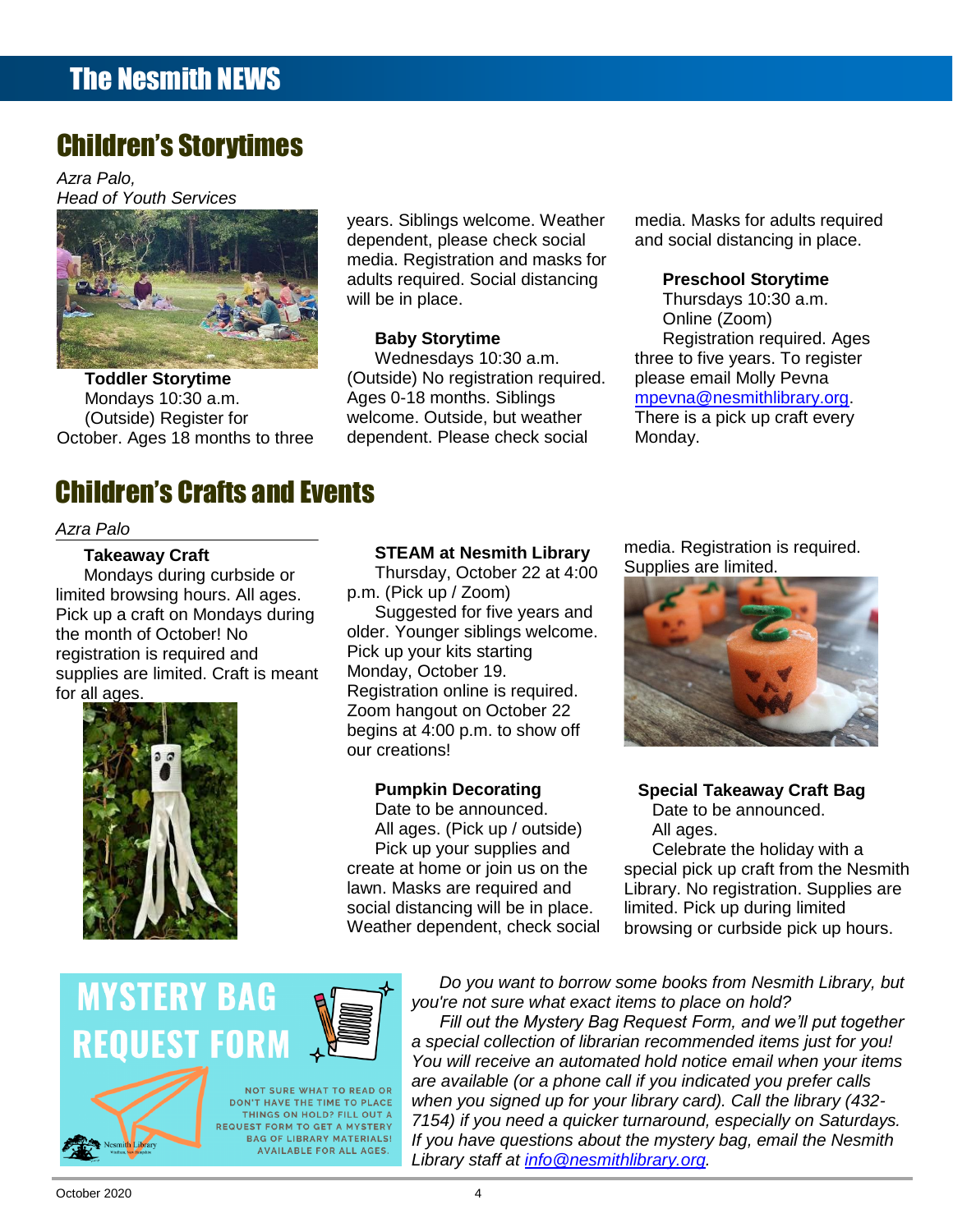## The Nesmith NEWS

# Children's Storytimes

*Azra Palo,*
*Head of Youth Services*

**Toddler Storytime**
Mondays 10:30 a.m.
(Outside) Register for October. Ages 18 months to three years. Siblings welcome. Weather dependent, please check social media. Registration and masks for adults required. Social distancing will be in place.

**Baby Storytime**
Wednesdays 10:30 a.m.
(Outside) No registration required. Ages 0-18 months. Siblings welcome. Outside, but weather dependent. Please check social media. Masks for adults required and social distancing in place.

**Preschool Storytime**
Thursdays 10:30 a.m.
Online (Zoom)
Registration required. Ages three to five years. To register please email Molly Pevna mpevna@nesmithlibrary.org. There is a pick up craft every Monday.

# Children's Crafts and Events

*Azra Palo*

**Takeaway Craft**
Mondays during curbside or limited browsing hours. All ages. Pick up a craft on Mondays during the month of October! No registration is required and supplies are limited. Craft is meant for all ages.

**STEAM at Nesmith Library**
Thursday, October 22 at 4:00 p.m. (Pick up / Zoom)
Suggested for five years and older. Younger siblings welcome. Pick up your kits starting Monday, October 19. Registration online is required. Zoom hangout on October 22 begins at 4:00 p.m. to show off our creations!

**Pumpkin Decorating**
Date to be announced.
All ages. (Pick up / outside)
Pick up your supplies and create at home or join us on the lawn. Masks are required and social distancing will be in place. Weather dependent, check social media. Registration is required. Supplies are limited.

**Special Takeaway Craft Bag**
Date to be announced.
All ages.
Celebrate the holiday with a special pick up craft from the Nesmith Library. No registration. Supplies are limited. Pick up during limited browsing or curbside pick up hours.

## MYSTERY BAG REQUEST FORM

NOT SURE WHAT TO READ OR DON'T HAVE THE TIME TO PLACE THINGS ON HOLD? FILL OUT A REQUEST FORM TO GET A MYSTERY BAG OF LIBRARY MATERIALS! AVAILABLE FOR ALL AGES.

*Do you want to borrow some books from Nesmith Library, but you're not sure what exact items to place on hold?*

*Fill out the Mystery Bag Request Form, and we'll put together a special collection of librarian recommended items just for you! You will receive an automated hold notice email when your items are available (or a phone call if you indicated you prefer calls when you signed up for your library card). Call the library (432-7154) if you need a quicker turnaround, especially on Saturdays. If you have questions about the mystery bag, email the Nesmith Library staff at info@nesmithlibrary.org.*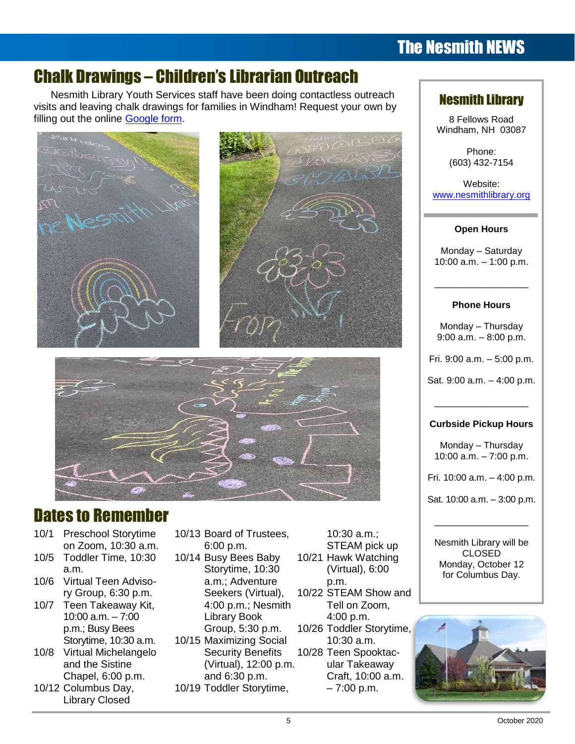# Chalk Drawings – Children's Librarian Outreach

Nesmith Library Youth Services staff have been doing contactless outreach visits and leaving chalk drawings for families in Windham! Request your own by filling out the online Google form.

# Dates to Remember

- 10/1 Preschool Storytime on Zoom, 10:30 a.m.
- 10/5 Toddler Time, 10:30 a.m.
- 10/6 Virtual Teen Advisory Group, 6:30 p.m.
- 10/7 Teen Takeaway Kit, 10:00 a.m. – 7:00 p.m.; Busy Bees Storytime, 10:30 a.m.
- 10/8 Virtual Michelangelo and the Sistine Chapel, 6:00 p.m.
- 10/12 Columbus Day, Library Closed
- 10/13 Board of Trustees, 6:00 p.m.
- 10/14 Busy Bees Baby Storytime, 10:30 a.m.; Adventure Seekers (Virtual), 4:00 p.m.; Nesmith Library Book Group, 5:30 p.m.
- 10/15 Maximizing Social Security Benefits (Virtual), 12:00 p.m. and 6:30 p.m.
- 10/19 Toddler Storytime, 10:30 a.m.; STEAM pick up
- 10/21 Hawk Watching (Virtual), 6:00 p.m.
- 10/22 STEAM Show and Tell on Zoom, 4:00 p.m.
- 10/26 Toddler Storytime, 10:30 a.m.
- 10/28 Teen Spooktacular Takeaway Craft, 10:00 a.m. – 7:00 p.m.

## Nesmith Library

8 Fellows Road
Windham, NH 03087

Phone:
(603) 432-7154

Website:
www.nesmithlibrary.org

**Open Hours**

Monday – Saturday
10:00 a.m. – 1:00 p.m.

**Phone Hours**

Monday – Thursday
9:00 a.m. – 8:00 p.m.

Fri. 9:00 a.m. – 5:00 p.m.

Sat. 9:00 a.m. – 4:00 p.m.

**Curbside Pickup Hours**

Monday – Thursday
10:00 a.m. – 7:00 p.m.

Fri. 10:00 a.m. – 4:00 p.m.

Sat. 10:00 a.m. – 3:00 p.m.

Nesmith Library will be CLOSED Monday, October 12 for Columbus Day.